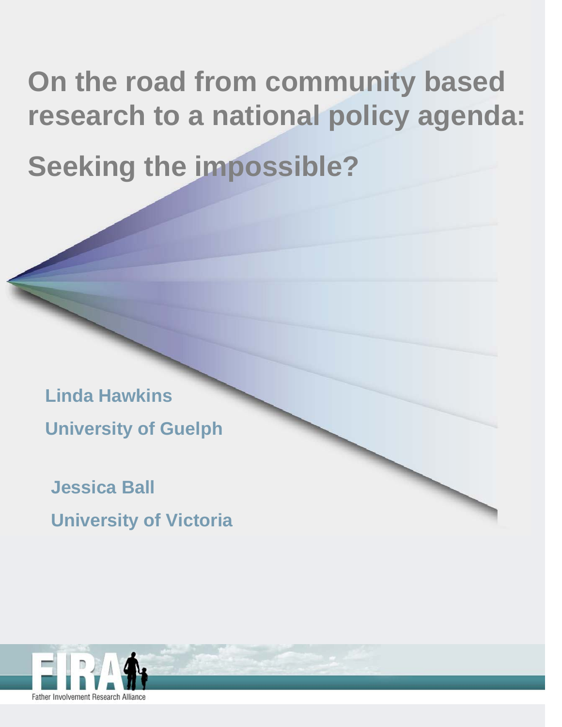# On the road from community based research to a national policy agenda:

# Seeking the impossible?

**Linda Hawkins**

**University of Guelph**

**Jessica Ball**

**University of Victoria**

FIRA

Father Involvement Research Alliance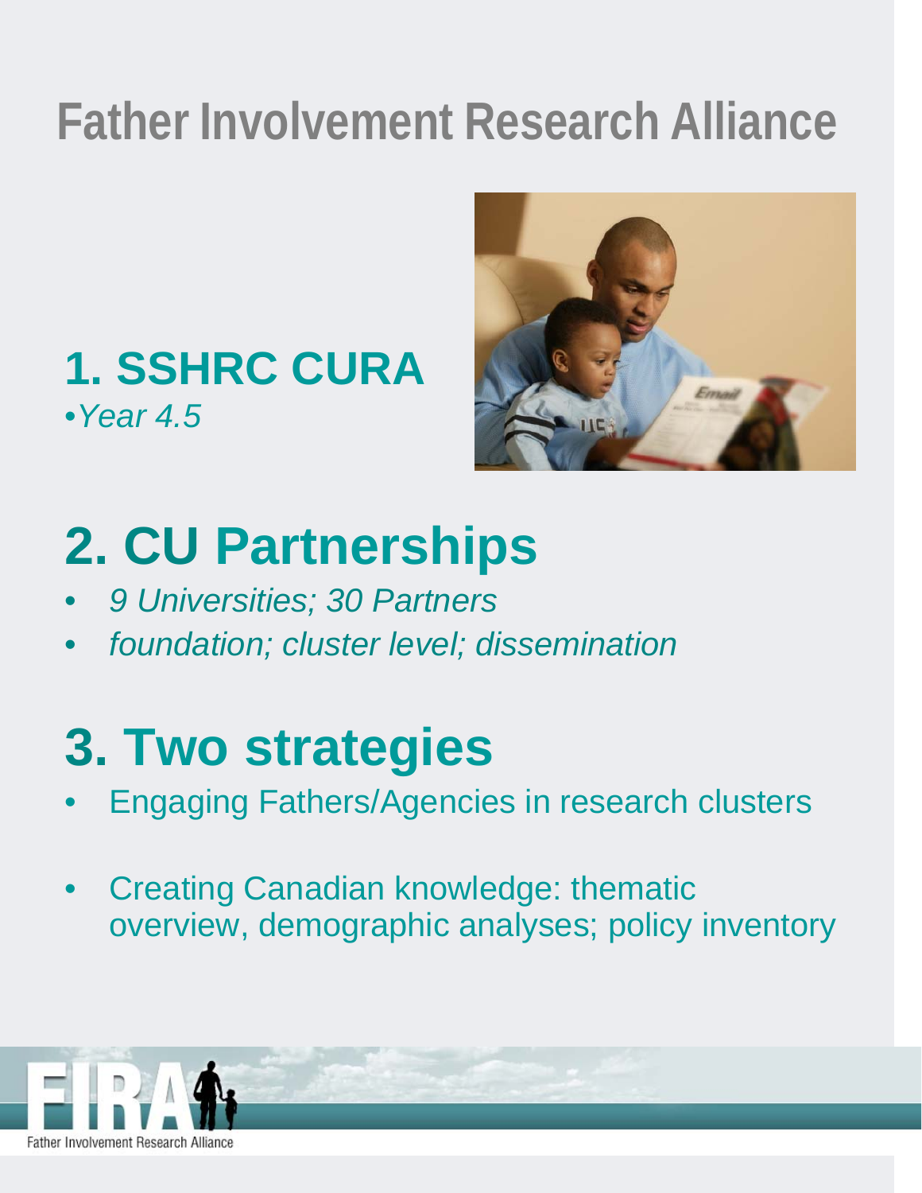# Father Involvement Research Alliance

## 1. SSHRC CURA

- *Year 4.5*

## 2. CU Partnerships

- *9 Universities; 30 Partners*
- *foundation; cluster level; dissemination*

## 3. Two strategies

- Engaging Fathers/Agencies in research clusters
- Creating Canadian knowledge: thematic overview, demographic analyses; policy inventory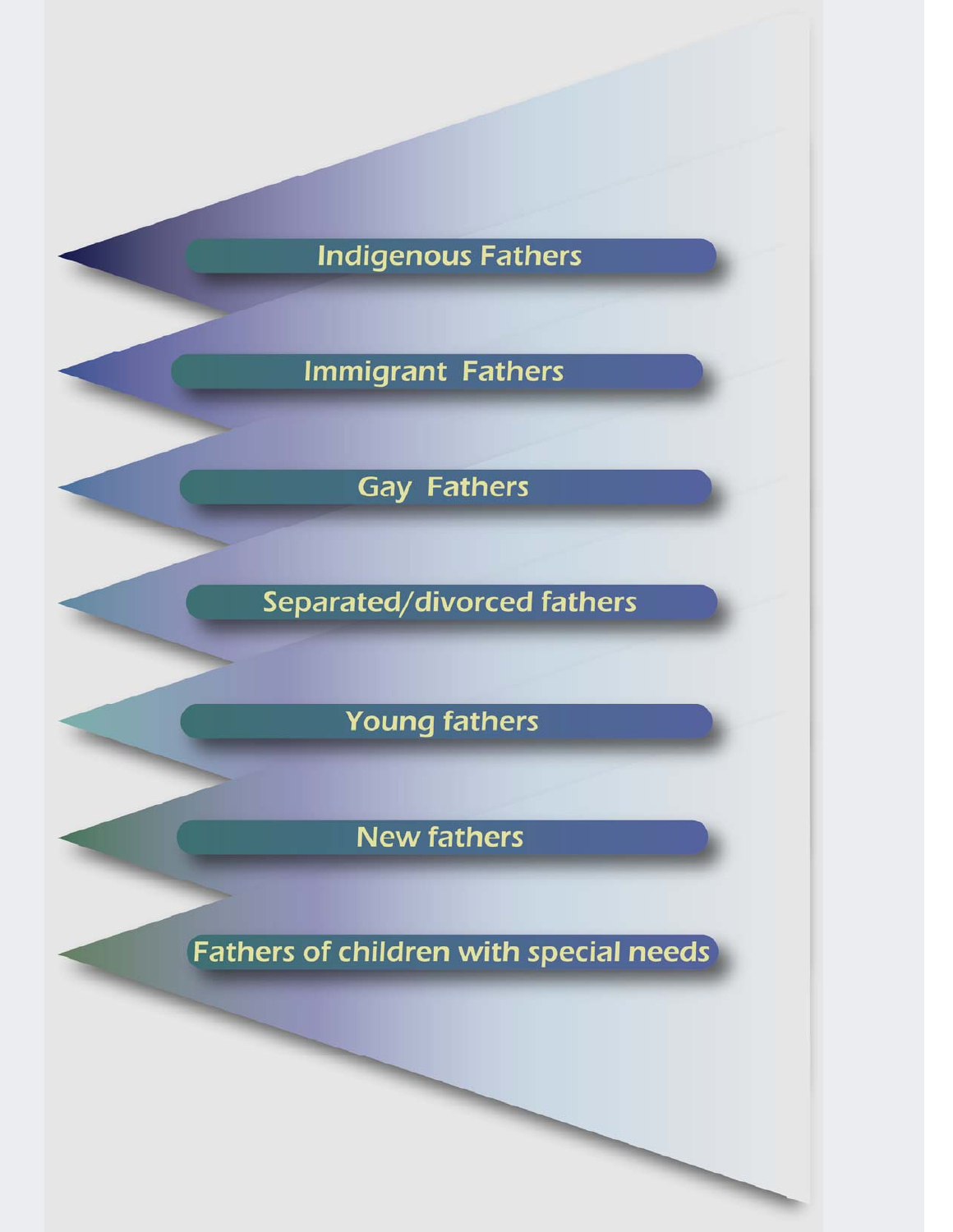- Indigenous Fathers
- Immigrant Fathers
- Gay Fathers
- Separated/divorced fathers
- Young fathers
- New fathers
- Fathers of children with special needs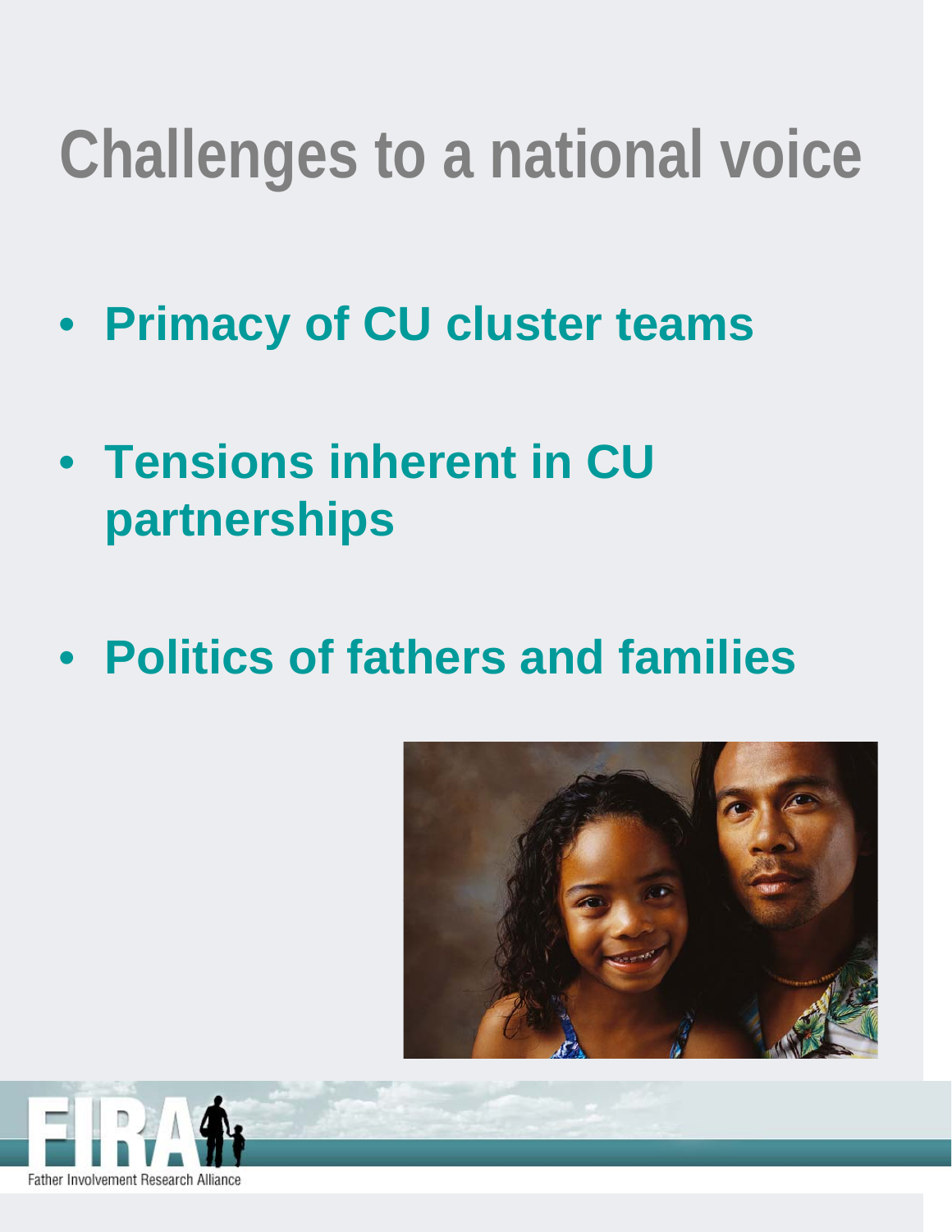# Challenges to a national voice

- **Primacy of CU cluster teams**
- **Tensions inherent in CU partnerships**
- **Politics of fathers and families**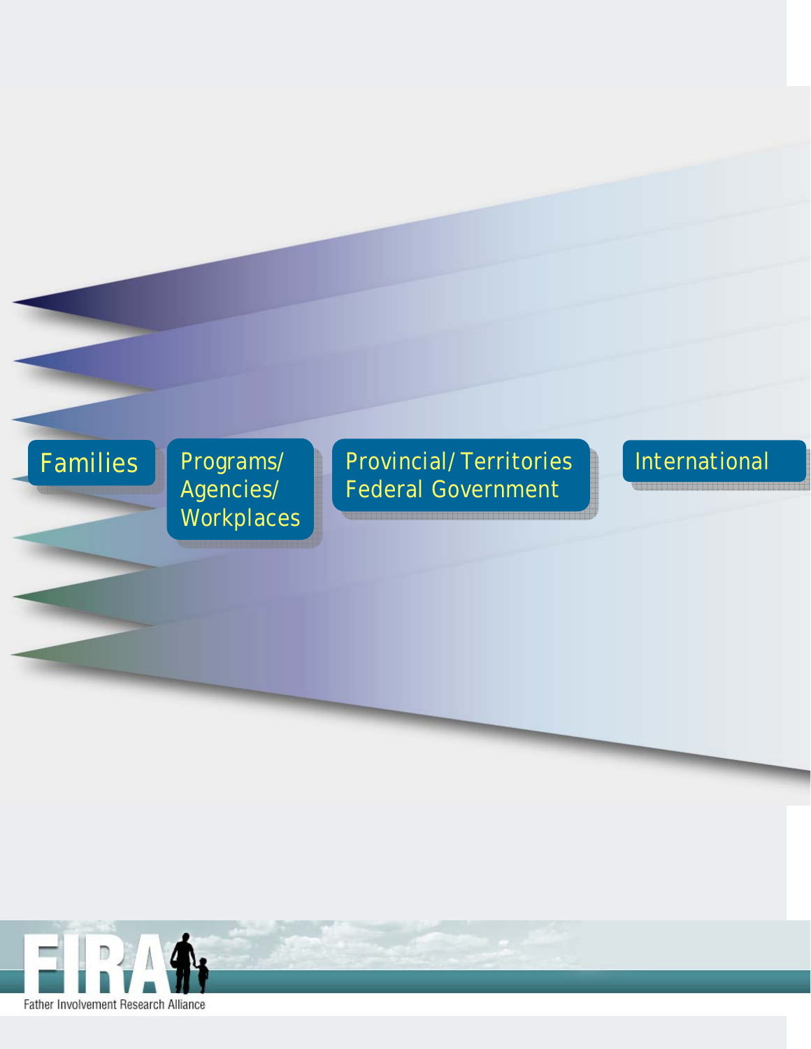Families

Programs/ Agencies/ Workplaces

Provincial/Territories Federal Government

International

Father Involvement Research Alliance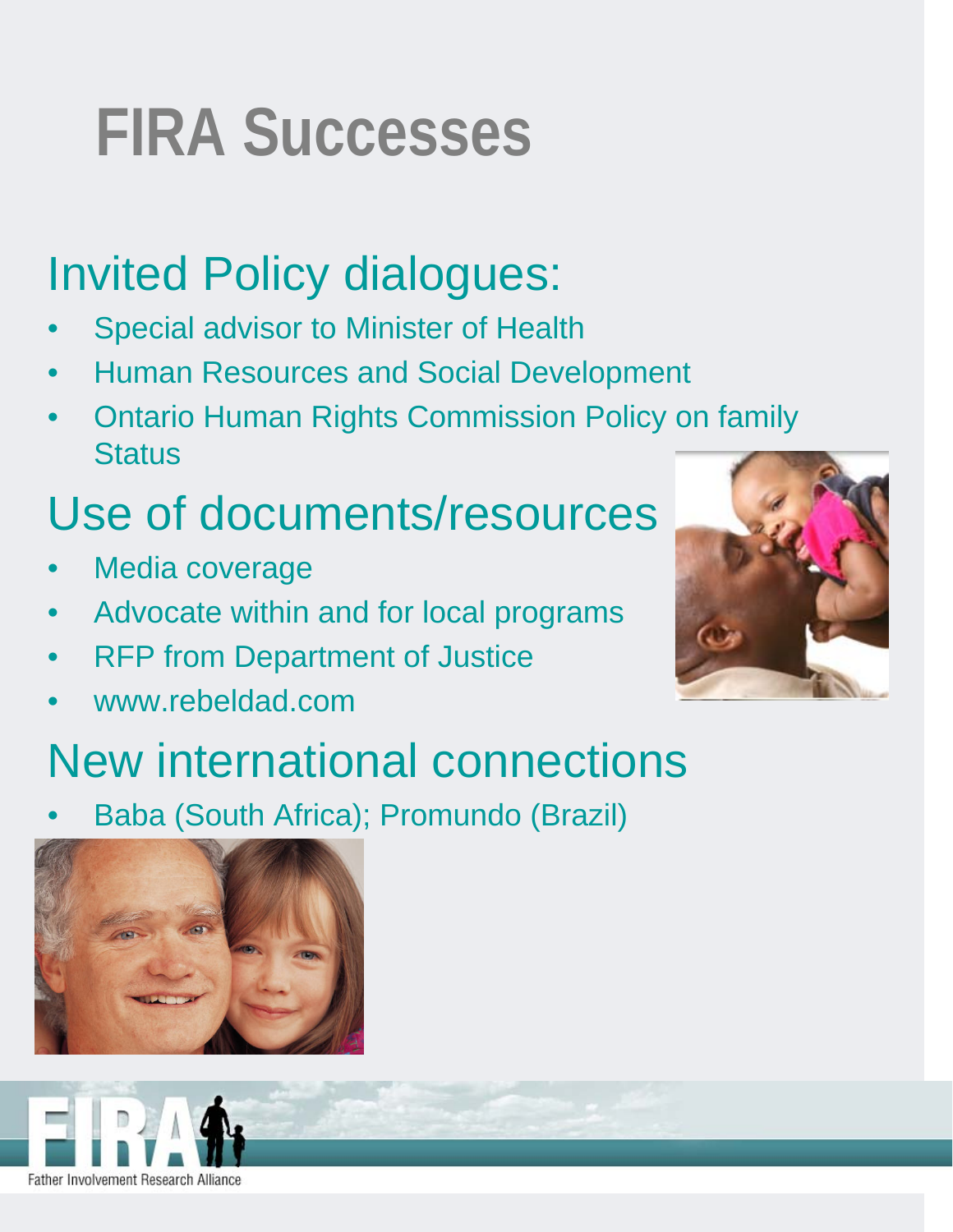# FIRA Successes

## Invited Policy dialogues:

- Special advisor to Minister of Health
- Human Resources and Social Development
- Ontario Human Rights Commission Policy on family Status

## Use of documents/resources

- Media coverage
- Advocate within and for local programs
- RFP from Department of Justice
- www.rebeldad.com

## New international connections

- Baba (South Africa); Promundo (Brazil)

FIRA Father Involvement Research Alliance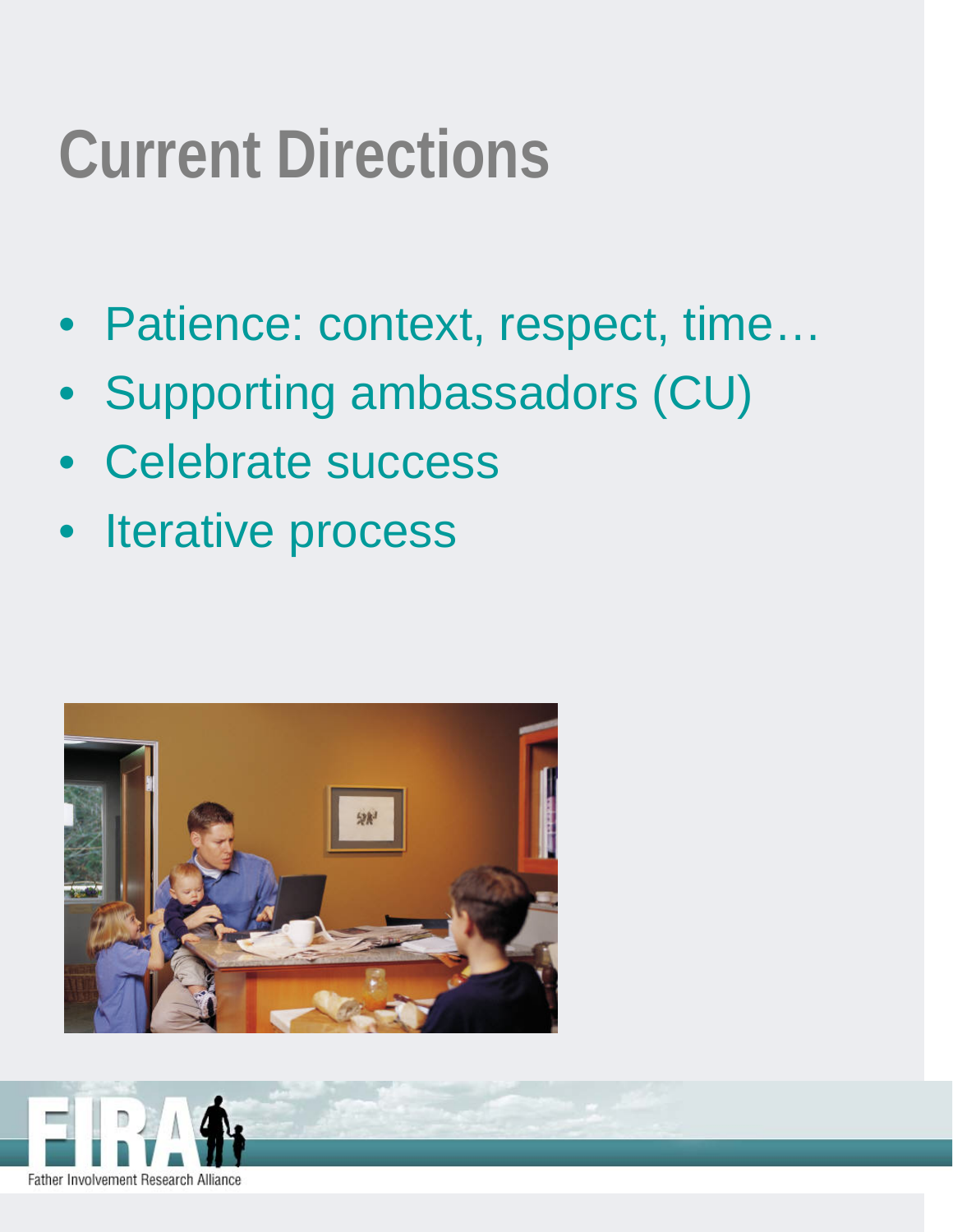# Current Directions

- Patience: context, respect, time…
- Supporting ambassadors (CU)
- Celebrate success
- Iterative process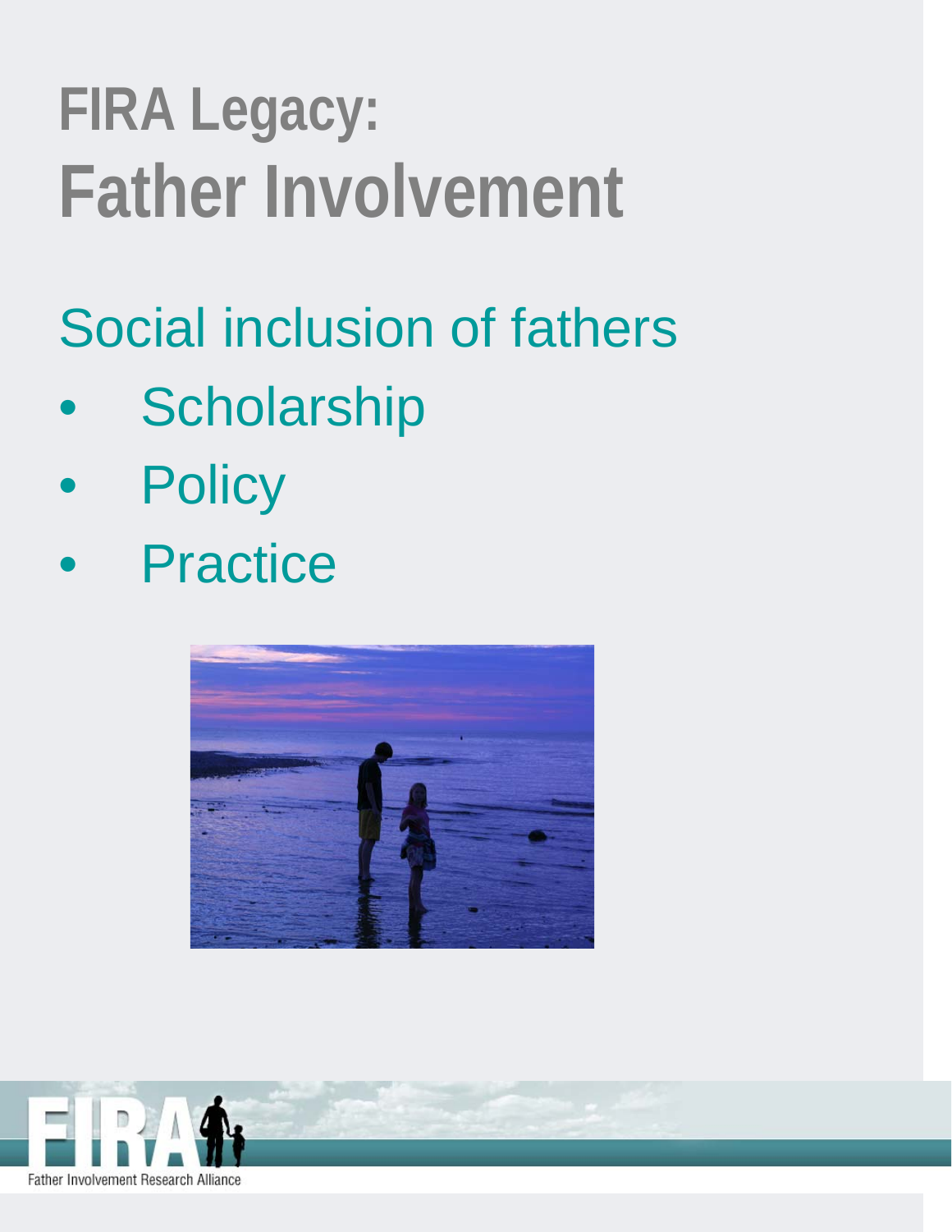# FIRA Legacy:
# Father Involvement

Social inclusion of fathers

- Scholarship
- Policy
- Practice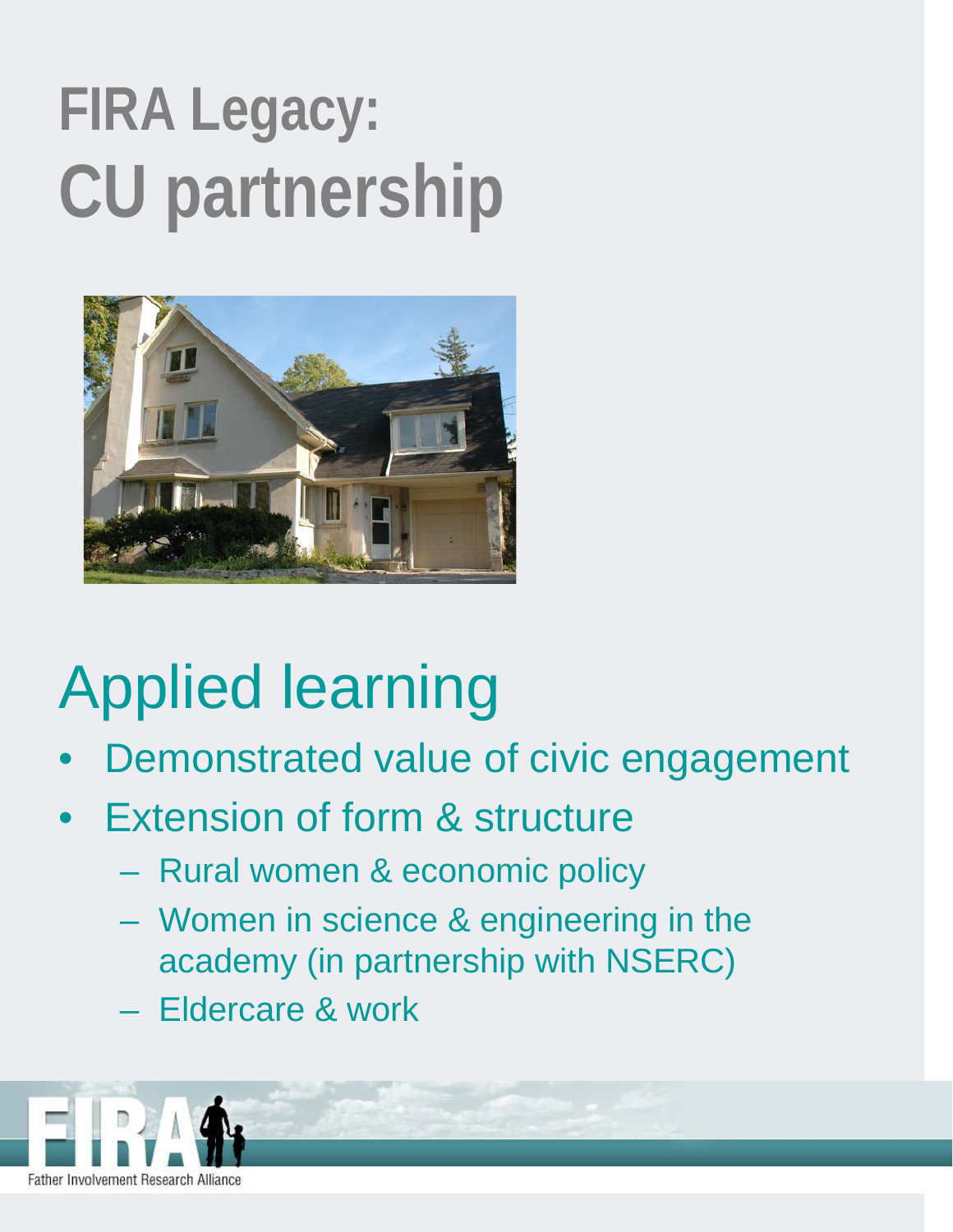# FIRA Legacy: CU partnership

## Applied learning

- Demonstrated value of civic engagement
- Extension of form & structure
  - Rural women & economic policy
  - Women in science & engineering in the academy (in partnership with NSERC)
  - Eldercare & work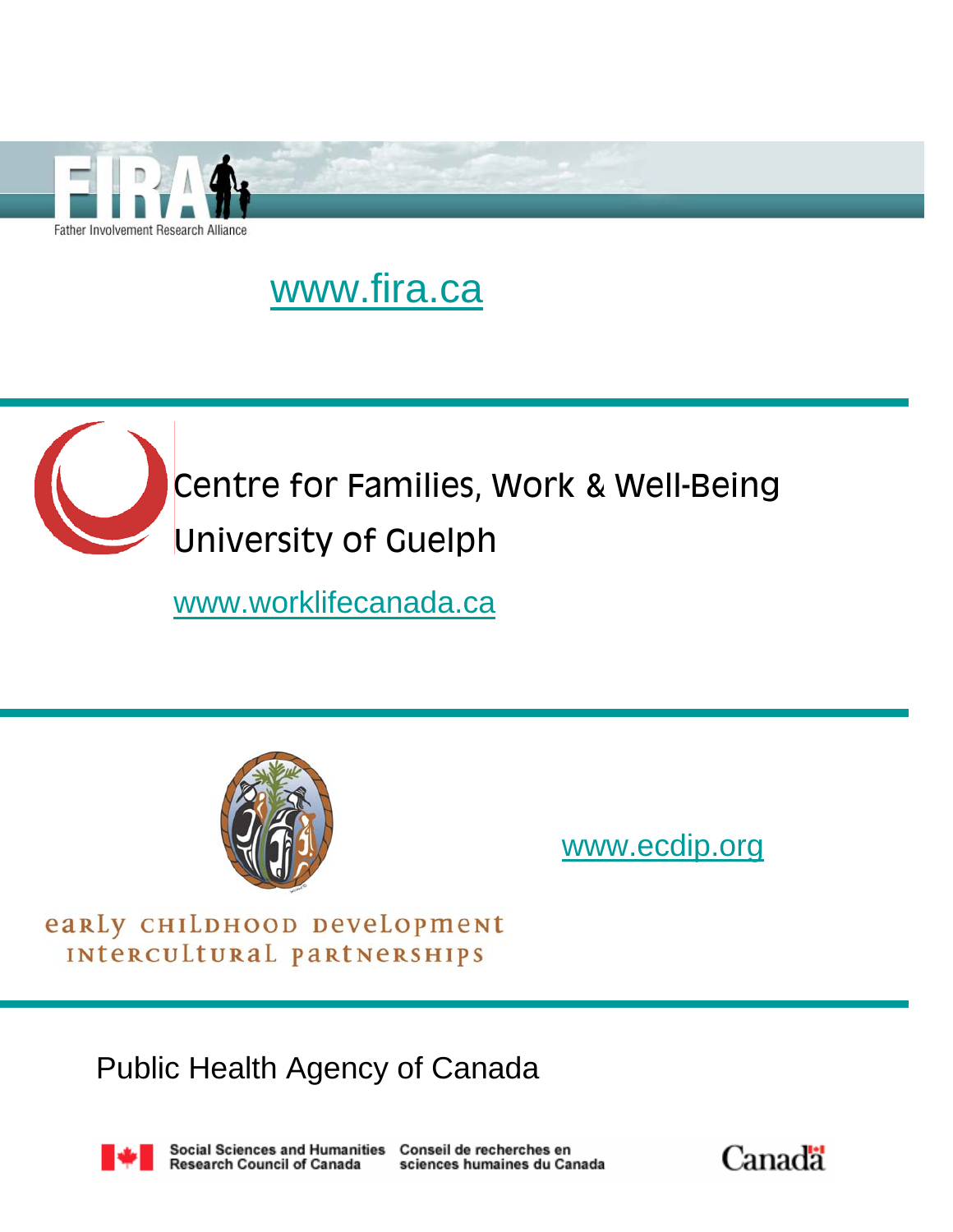Father Involvement Research Alliance

www.fira.ca

Centre for Families, Work & Well-Being
University of Guelph

www.worklifecanada.ca

www.ecdip.org

early childhood development
intercultural partnerships

Public Health Agency of Canada

Social Sciences and Humanities Research Council of Canada
Conseil de recherches en sciences humaines du Canada

Canada